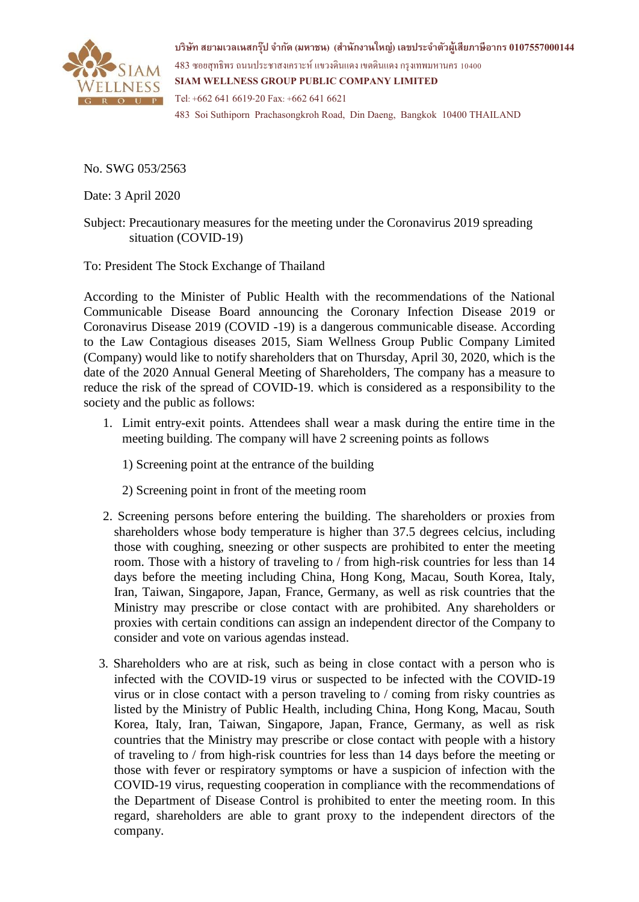บริษัท สยามเวลเนสกรุ๊ป จำกัด (มหาชน) (สำนักงานใหญ่) เลขประจำตัวผู้เสียภาษีอากร 0107557000144

483 ซอยสุทธิพร ถนนประชาสงเคราะห์ แขวงดินแดง เขตดินแดง กรุงเทพมหานคร 10400

**SIAM WELLNESS GROUP PUBLIC COMPANY LIMITED**

Tel: +662 641 6619-20 Fax: +662 641 6621

483 Soi Suthiporn Prachasongkroh Road, Din Daeng, Bangkok 10400 THAILAND

No. SWG 053/2563

Date: 3 April 2020

Subject: Precautionary measures for the meeting under the Coronavirus 2019 spreading situation (COVID-19)

To: President The Stock Exchange of Thailand

According to the Minister of Public Health with the recommendations of the National Communicable Disease Board announcing the Coronary Infection Disease 2019 or Coronavirus Disease 2019 (COVID -19) is a dangerous communicable disease. According to the Law Contagious diseases 2015, Siam Wellness Group Public Company Limited (Company) would like to notify shareholders that on Thursday, April 30, 2020, which is the date of the 2020 Annual General Meeting of Shareholders, The company has a measure to reduce the risk of the spread of COVID-19. which is considered as a responsibility to the society and the public as follows:

1. Limit entry-exit points. Attendees shall wear a mask during the entire time in the meeting building. The company will have 2 screening points as follows

   1) Screening point at the entrance of the building

   2) Screening point in front of the meeting room

2. Screening persons before entering the building. The shareholders or proxies from shareholders whose body temperature is higher than 37.5 degrees celcius, including those with coughing, sneezing or other suspects are prohibited to enter the meeting room. Those with a history of traveling to / from high-risk countries for less than 14 days before the meeting including China, Hong Kong, Macau, South Korea, Italy, Iran, Taiwan, Singapore, Japan, France, Germany, as well as risk countries that the Ministry may prescribe or close contact with are prohibited. Any shareholders or proxies with certain conditions can assign an independent director of the Company to consider and vote on various agendas instead.

3. Shareholders who are at risk, such as being in close contact with a person who is infected with the COVID-19 virus or suspected to be infected with the COVID-19 virus or in close contact with a person traveling to / coming from risky countries as listed by the Ministry of Public Health, including China, Hong Kong, Macau, South Korea, Italy, Iran, Taiwan, Singapore, Japan, France, Germany, as well as risk countries that the Ministry may prescribe or close contact with people with a history of traveling to / from high-risk countries for less than 14 days before the meeting or those with fever or respiratory symptoms or have a suspicion of infection with the COVID-19 virus, requesting cooperation in compliance with the recommendations of the Department of Disease Control is prohibited to enter the meeting room. In this regard, shareholders are able to grant proxy to the independent directors of the company.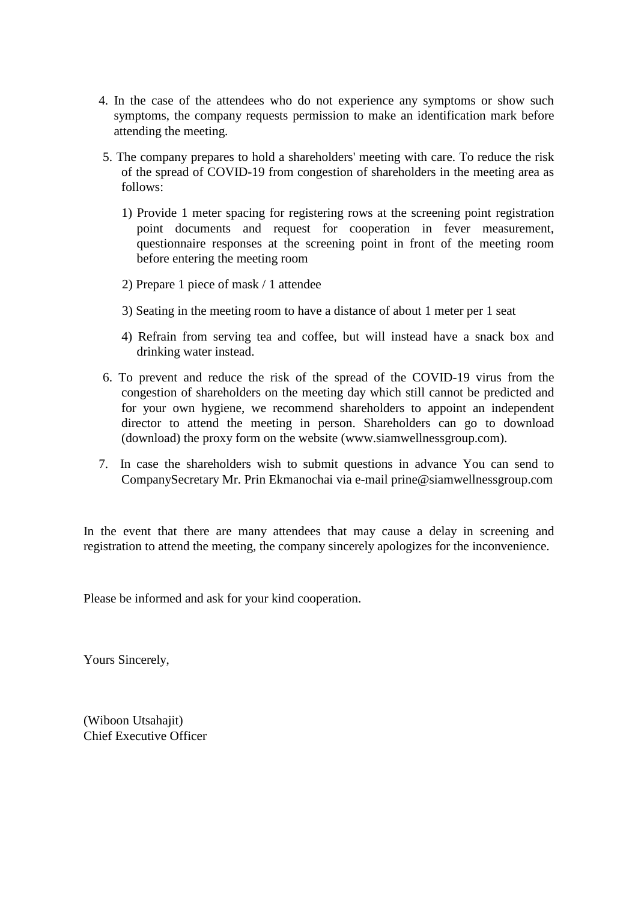4. In the case of the attendees who do not experience any symptoms or show such symptoms, the company requests permission to make an identification mark before attending the meeting.

5. The company prepares to hold a shareholders' meeting with care. To reduce the risk of the spread of COVID-19 from congestion of shareholders in the meeting area as follows:

   1) Provide 1 meter spacing for registering rows at the screening point registration point documents and request for cooperation in fever measurement, questionnaire responses at the screening point in front of the meeting room before entering the meeting room

   2) Prepare 1 piece of mask / 1 attendee

   3) Seating in the meeting room to have a distance of about 1 meter per 1 seat

   4) Refrain from serving tea and coffee, but will instead have a snack box and drinking water instead.

6. To prevent and reduce the risk of the spread of the COVID-19 virus from the congestion of shareholders on the meeting day which still cannot be predicted and for your own hygiene, we recommend shareholders to appoint an independent director to attend the meeting in person. Shareholders can go to download (download) the proxy form on the website (www.siamwellnessgroup.com).

7. In case the shareholders wish to submit questions in advance You can send to CompanySecretary Mr. Prin Ekmanochai via e-mail prine@siamwellnessgroup.com

In the event that there are many attendees that may cause a delay in screening and registration to attend the meeting, the company sincerely apologizes for the inconvenience.

Please be informed and ask for your kind cooperation.

Yours Sincerely,

(Wiboon Utsahajit)
Chief Executive Officer